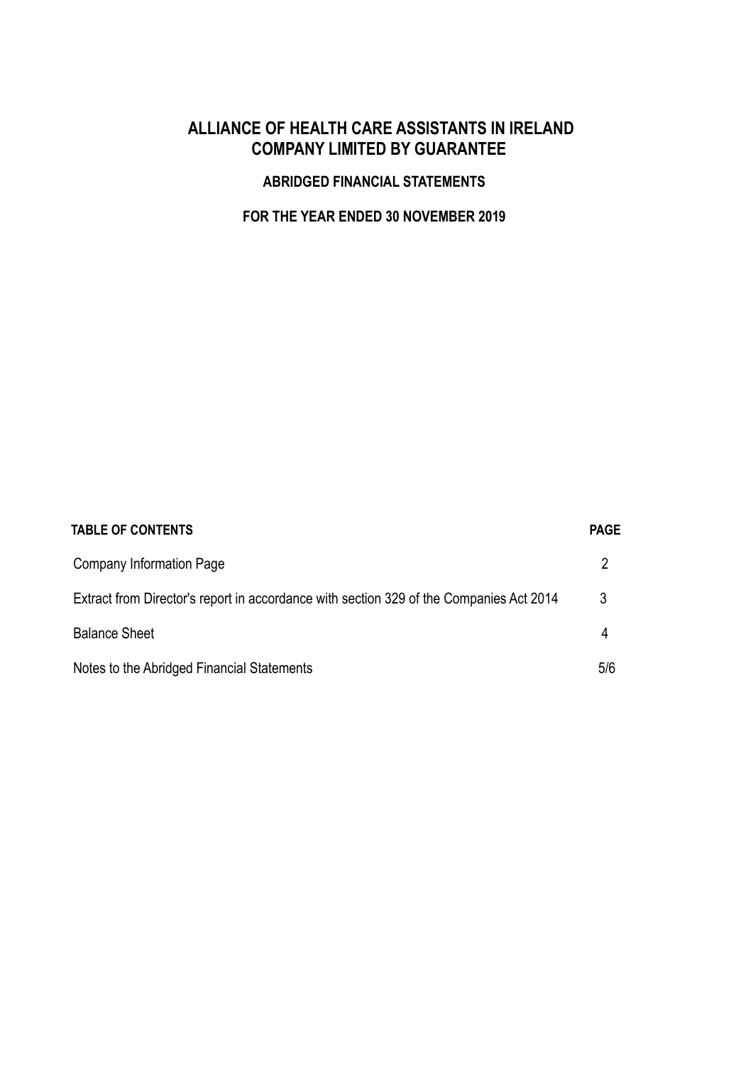# ALLIANCE OF HEALTH CARE ASSISTANTS IN IRELAND
# COMPANY LIMITED BY GUARANTEE

## ABRIDGED FINANCIAL STATEMENTS

## FOR THE YEAR ENDED 30 NOVEMBER 2019

| TABLE OF CONTENTS | PAGE |
|---|---|
| Company Information Page | 2 |
| Extract from Director's report in accordance with section 329 of the Companies Act 2014 | 3 |
| Balance Sheet | 4 |
| Notes to the Abridged Financial Statements | 5/6 |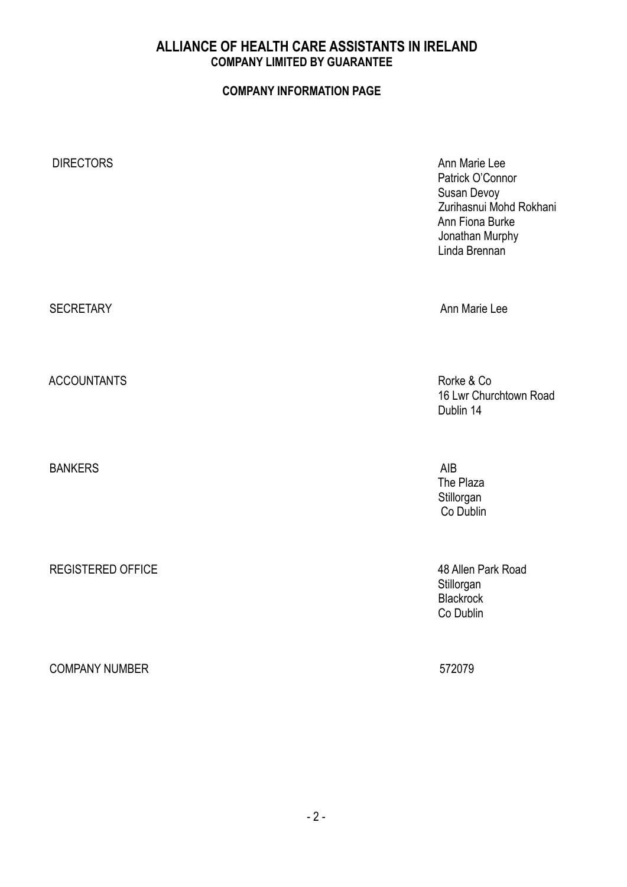# ALLIANCE OF HEALTH CARE ASSISTANTS IN IRELAND
## COMPANY LIMITED BY GUARANTEE

### COMPANY INFORMATION PAGE

| | |
|---|---|
| DIRECTORS | Ann Marie Lee<br>Patrick O'Connor<br>Susan Devoy<br>Zurihasnui Mohd Rokhani<br>Ann Fiona Burke<br>Jonathan Murphy<br>Linda Brennan |
| SECRETARY | Ann Marie Lee |
| ACCOUNTANTS | Rorke & Co<br>16 Lwr Churchtown Road<br>Dublin 14 |
| BANKERS | AIB<br>The Plaza<br>Stillorgan<br>Co Dublin |
| REGISTERED OFFICE | 48 Allen Park Road<br>Stillorgan<br>Blackrock<br>Co Dublin |
| COMPANY NUMBER | 572079 |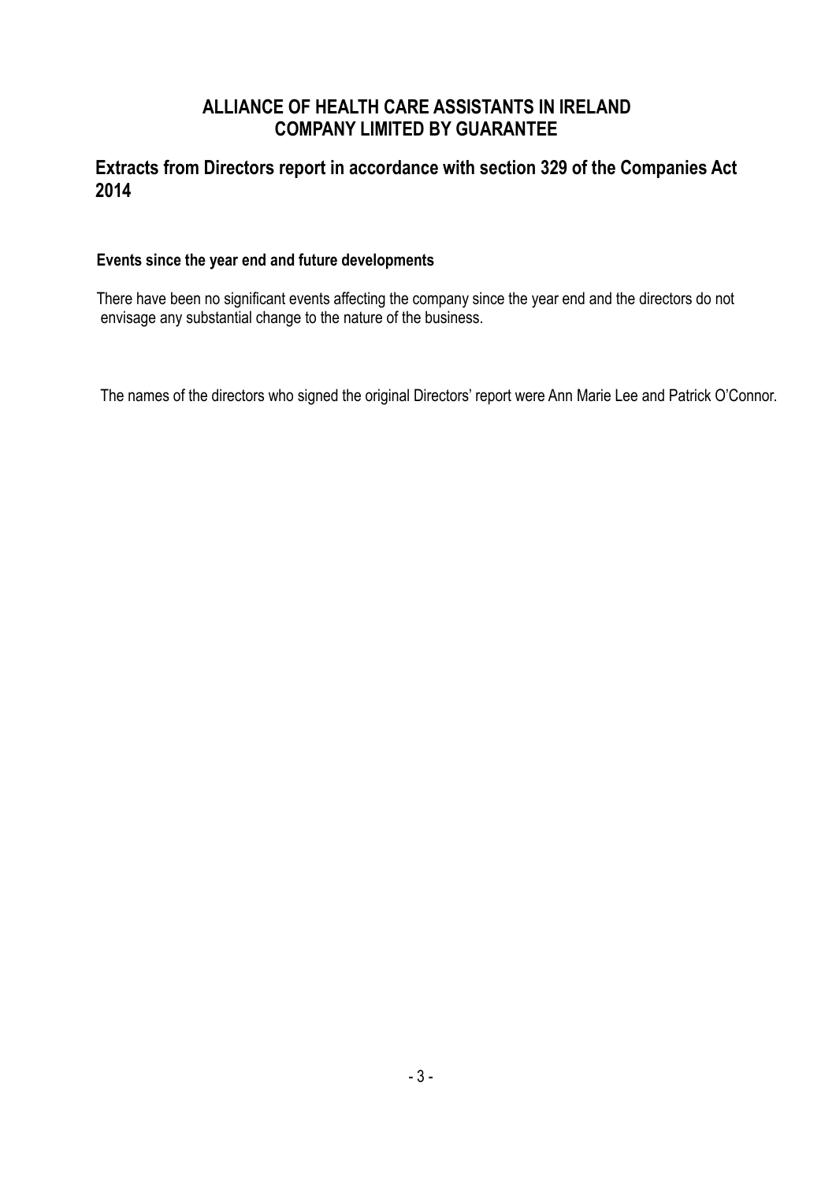# ALLIANCE OF HEALTH CARE ASSISTANTS IN IRELAND
# COMPANY LIMITED BY GUARANTEE

## Extracts from Directors report in accordance with section 329 of the Companies Act 2014

### Events since the year end and future developments

There have been no significant events affecting the company since the year end and the directors do not envisage any substantial change to the nature of the business.

The names of the directors who signed the original Directors' report were Ann Marie Lee and Patrick O'Connor.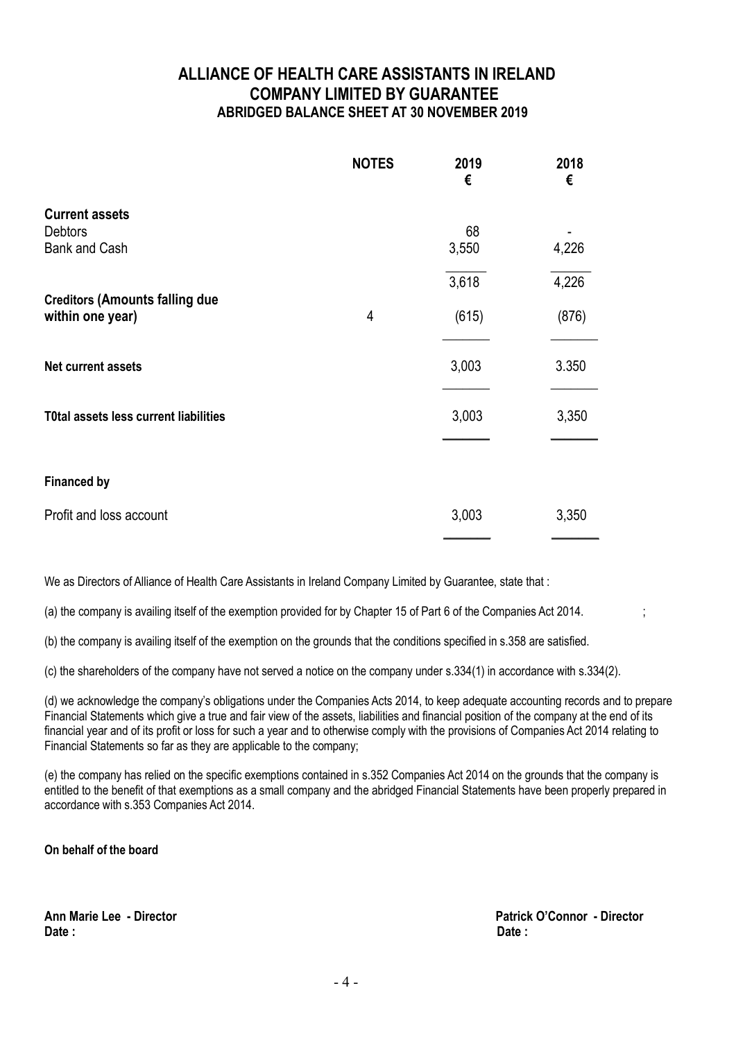# ALLIANCE OF HEALTH CARE ASSISTANTS IN IRELAND
## COMPANY LIMITED BY GUARANTEE
### ABRIDGED BALANCE SHEET AT 30 NOVEMBER 2019

| | NOTES | 2019 € | 2018 € |
|---|---|---|---|
| **Current assets** | | | |
| Debtors | | 68 | - |
| Bank and Cash | | 3,550 | 4,226 |
| | | 3,618 | 4,226 |
| **Creditors (Amounts falling due within one year)** | 4 | (615) | (876) |
| **Net current assets** | | 3,003 | 3.350 |
| **T0tal assets less current liabilities** | | 3,003 | 3,350 |
| **Financed by** | | | |
| Profit and loss account | | 3,003 | 3,350 |

We as Directors of Alliance of Health Care Assistants in Ireland Company Limited by Guarantee, state that :

(a) the company is availing itself of the exemption provided for by Chapter 15 of Part 6 of the Companies Act 2014. ;

(b) the company is availing itself of the exemption on the grounds that the conditions specified in s.358 are satisfied.

(c) the shareholders of the company have not served a notice on the company under s.334(1) in accordance with s.334(2).

(d) we acknowledge the company's obligations under the Companies Acts 2014, to keep adequate accounting records and to prepare Financial Statements which give a true and fair view of the assets, liabilities and financial position of the company at the end of its financial year and of its profit or loss for such a year and to otherwise comply with the provisions of Companies Act 2014 relating to Financial Statements so far as they are applicable to the company;

(e) the company has relied on the specific exemptions contained in s.352 Companies Act 2014 on the grounds that the company is entitled to the benefit of that exemptions as a small company and the abridged Financial Statements have been properly prepared in accordance with s.353 Companies Act 2014.

**On behalf of the board**

**Ann Marie Lee - Director**
**Date :**

**Patrick O'Connor - Director**
**Date :**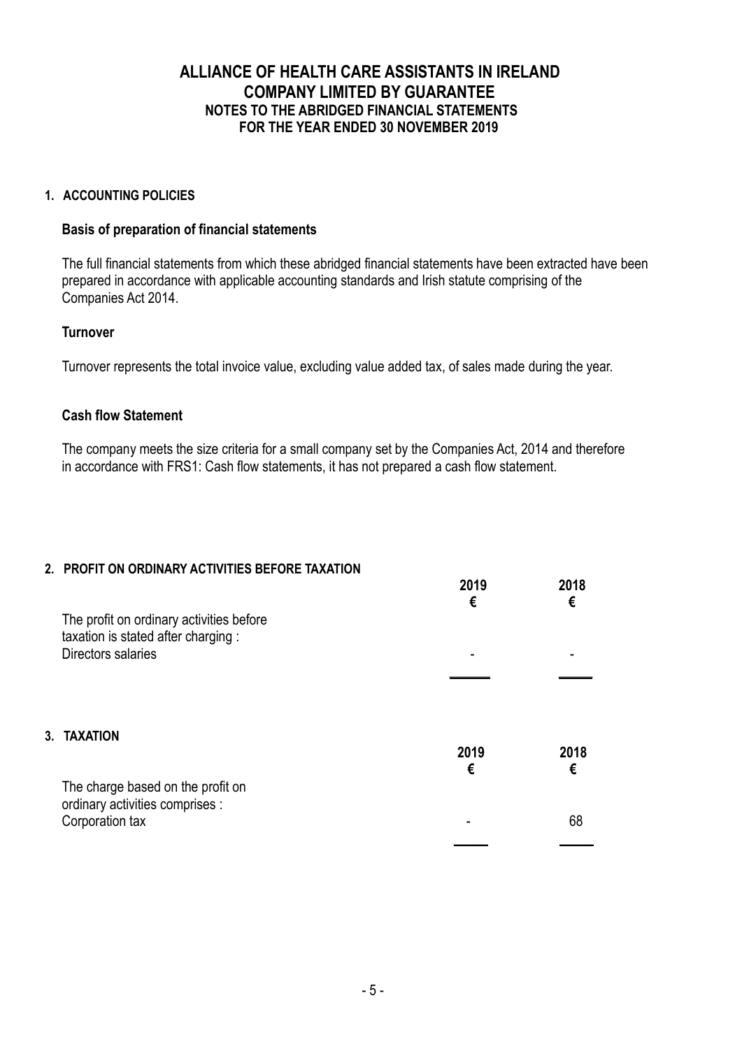# ALLIANCE OF HEALTH CARE ASSISTANTS IN IRELAND
## COMPANY LIMITED BY GUARANTEE
### NOTES TO THE ABRIDGED FINANCIAL STATEMENTS
### FOR THE YEAR ENDED 30 NOVEMBER 2019

**1. ACCOUNTING POLICIES**

**Basis of preparation of financial statements**

The full financial statements from which these abridged financial statements have been extracted have been prepared in accordance with applicable accounting standards and Irish statute comprising of the Companies Act 2014.

**Turnover**

Turnover represents the total invoice value, excluding value added tax, of sales made during the year.

**Cash flow Statement**

The company meets the size criteria for a small company set by the Companies Act, 2014 and therefore in accordance with FRS1: Cash flow statements, it has not prepared a cash flow statement.

**2. PROFIT ON ORDINARY ACTIVITIES BEFORE TAXATION**

| | 2019 € | 2018 € |
|---|---|---|
| The profit on ordinary activities before taxation is stated after charging : | | |
| Directors salaries | - | - |

**3. TAXATION**

| | 2019 € | 2018 € |
|---|---|---|
| The charge based on the profit on ordinary activities comprises : | | |
| Corporation tax | - | 68 |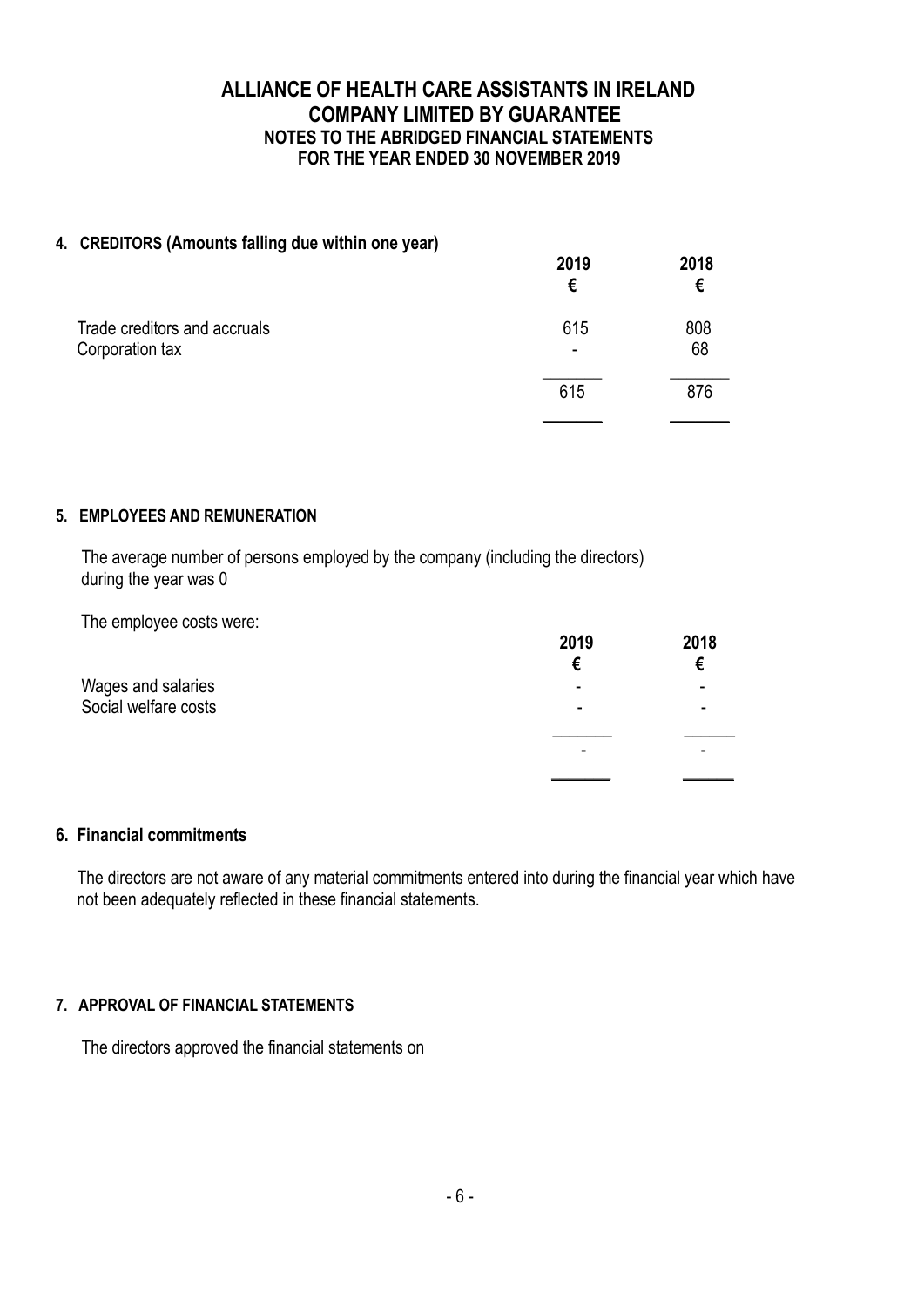# ALLIANCE OF HEALTH CARE ASSISTANTS IN IRELAND
## COMPANY LIMITED BY GUARANTEE
### NOTES TO THE ABRIDGED FINANCIAL STATEMENTS
### FOR THE YEAR ENDED 30 NOVEMBER 2019

**4. CREDITORS (Amounts falling due within one year)**

| | 2019 € | 2018 € |
|---|---|---|
| Trade creditors and accruals | 615 | 808 |
| Corporation tax | - | 68 |
| | 615 | 876 |

**5. EMPLOYEES AND REMUNERATION**

The average number of persons employed by the company (including the directors) during the year was 0

The employee costs were:

| | 2019 € | 2018 € |
|---|---|---|
| Wages and salaries | - | - |
| Social welfare costs | - | - |
| | - | - |

**6. Financial commitments**

The directors are not aware of any material commitments entered into during the financial year which have not been adequately reflected in these financial statements.

**7. APPROVAL OF FINANCIAL STATEMENTS**

The directors approved the financial statements on